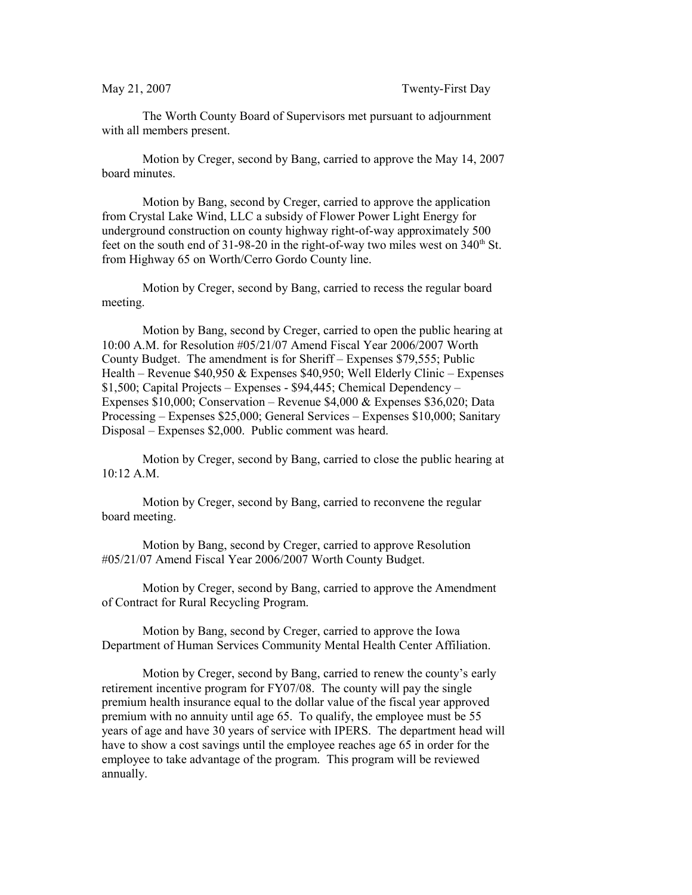May 21, 2007 Twenty-First Day

The Worth County Board of Supervisors met pursuant to adjournment with all members present.

Motion by Creger, second by Bang, carried to approve the May 14, 2007 board minutes.

Motion by Bang, second by Creger, carried to approve the application from Crystal Lake Wind, LLC a subsidy of Flower Power Light Energy for underground construction on county highway right-of-way approximately 500 feet on the south end of 31-98-20 in the right-of-way two miles west on 340th St. from Highway 65 on Worth/Cerro Gordo County line.

Motion by Creger, second by Bang, carried to recess the regular board meeting.

Motion by Bang, second by Creger, carried to open the public hearing at 10:00 A.M. for Resolution #05/21/07 Amend Fiscal Year 2006/2007 Worth County Budget. The amendment is for Sheriff – Expenses $79,555; Public Health – Revenue $40,950 & Expenses $40,950; Well Elderly Clinic – Expenses $1,500; Capital Projects – Expenses - $94,445; Chemical Dependency – Expenses $10,000; Conservation – Revenue $4,000 & Expenses $36,020; Data Processing – Expenses $25,000; General Services – Expenses $10,000; Sanitary Disposal – Expenses $2,000. Public comment was heard.

Motion by Creger, second by Bang, carried to close the public hearing at 10:12 A.M.

Motion by Creger, second by Bang, carried to reconvene the regular board meeting.

Motion by Bang, second by Creger, carried to approve Resolution #05/21/07 Amend Fiscal Year 2006/2007 Worth County Budget.

Motion by Creger, second by Bang, carried to approve the Amendment of Contract for Rural Recycling Program.

Motion by Bang, second by Creger, carried to approve the Iowa Department of Human Services Community Mental Health Center Affiliation.

Motion by Creger, second by Bang, carried to renew the county's early retirement incentive program for FY07/08. The county will pay the single premium health insurance equal to the dollar value of the fiscal year approved premium with no annuity until age 65. To qualify, the employee must be 55 years of age and have 30 years of service with IPERS. The department head will have to show a cost savings until the employee reaches age 65 in order for the employee to take advantage of the program. This program will be reviewed annually.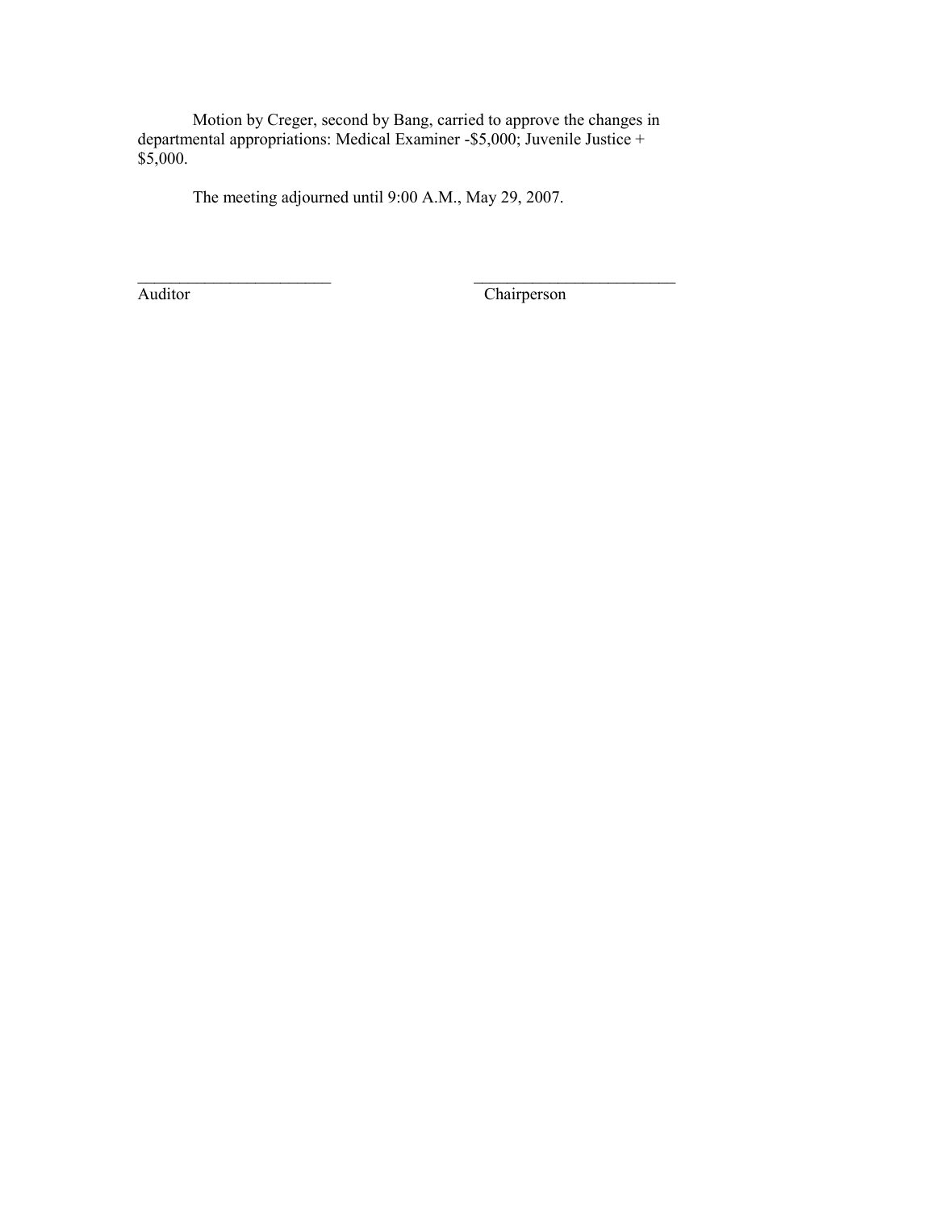Motion by Creger, second by Bang, carried to approve the changes in departmental appropriations: Medical Examiner -$5,000; Juvenile Justice + $5,000.

The meeting adjourned until 9:00 A.M., May 29, 2007.

________________________ ________________________

Auditor Chairperson